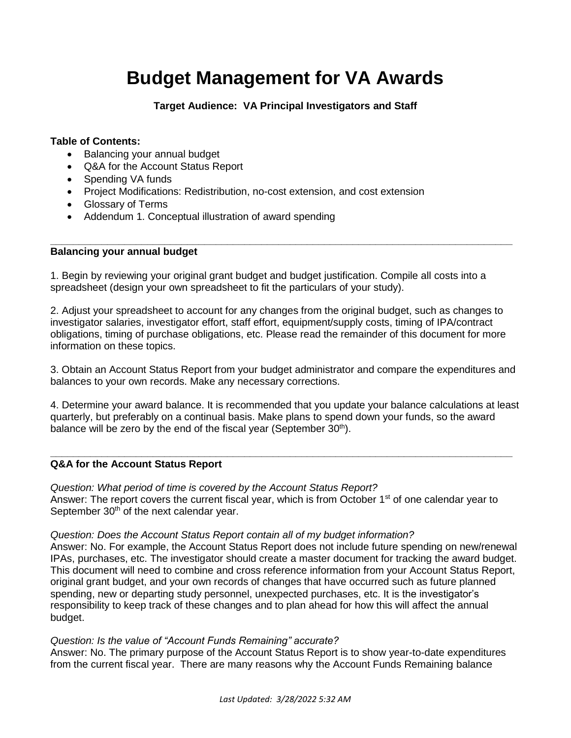# Budget Management for VA Awards

**Target Audience: VA Principal Investigators and Staff**

**Table of Contents:**

- Balancing your annual budget
- Q&A for the Account Status Report
- Spending VA funds
- Project Modifications: Redistribution, no-cost extension, and cost extension
- Glossary of Terms
- Addendum 1. Conceptual illustration of award spending

---

## Balancing your annual budget

1. Begin by reviewing your original grant budget and budget justification. Compile all costs into a spreadsheet (design your own spreadsheet to fit the particulars of your study).

2. Adjust your spreadsheet to account for any changes from the original budget, such as changes to investigator salaries, investigator effort, staff effort, equipment/supply costs, timing of IPA/contract obligations, timing of purchase obligations, etc. Please read the remainder of this document for more information on these topics.

3. Obtain an Account Status Report from your budget administrator and compare the expenditures and balances to your own records. Make any necessary corrections.

4. Determine your award balance. It is recommended that you update your balance calculations at least quarterly, but preferably on a continual basis. Make plans to spend down your funds, so the award balance will be zero by the end of the fiscal year (September 30th).

---

## Q&A for the Account Status Report

*Question: What period of time is covered by the Account Status Report?*
Answer: The report covers the current fiscal year, which is from October 1st of one calendar year to September 30th of the next calendar year.

*Question: Does the Account Status Report contain all of my budget information?*
Answer: No. For example, the Account Status Report does not include future spending on new/renewal IPAs, purchases, etc. The investigator should create a master document for tracking the award budget. This document will need to combine and cross reference information from your Account Status Report, original grant budget, and your own records of changes that have occurred such as future planned spending, new or departing study personnel, unexpected purchases, etc. It is the investigator's responsibility to keep track of these changes and to plan ahead for how this will affect the annual budget.

*Question: Is the value of "Account Funds Remaining" accurate?*
Answer: No. The primary purpose of the Account Status Report is to show year-to-date expenditures from the current fiscal year. There are many reasons why the Account Funds Remaining balance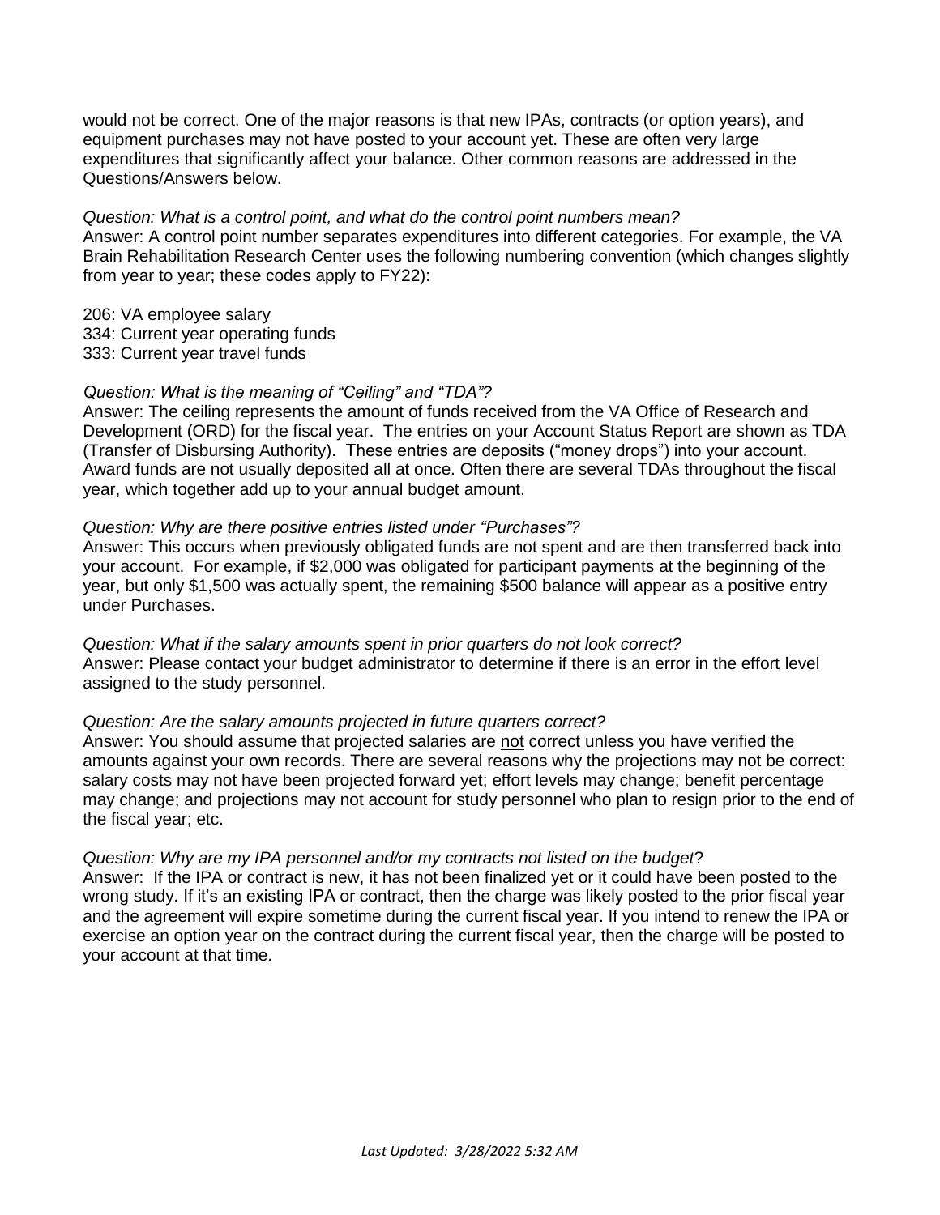would not be correct. One of the major reasons is that new IPAs, contracts (or option years), and equipment purchases may not have posted to your account yet. These are often very large expenditures that significantly affect your balance. Other common reasons are addressed in the Questions/Answers below.

*Question: What is a control point, and what do the control point numbers mean?*
Answer: A control point number separates expenditures into different categories. For example, the VA Brain Rehabilitation Research Center uses the following numbering convention (which changes slightly from year to year; these codes apply to FY22):

206: VA employee salary
334: Current year operating funds
333: Current year travel funds

*Question: What is the meaning of "Ceiling" and "TDA"?*
Answer: The ceiling represents the amount of funds received from the VA Office of Research and Development (ORD) for the fiscal year. The entries on your Account Status Report are shown as TDA (Transfer of Disbursing Authority). These entries are deposits ("money drops") into your account. Award funds are not usually deposited all at once. Often there are several TDAs throughout the fiscal year, which together add up to your annual budget amount.

*Question: Why are there positive entries listed under "Purchases"?*
Answer: This occurs when previously obligated funds are not spent and are then transferred back into your account. For example, if $2,000 was obligated for participant payments at the beginning of the year, but only $1,500 was actually spent, the remaining $500 balance will appear as a positive entry under Purchases.

*Question: What if the salary amounts spent in prior quarters do not look correct?*
Answer: Please contact your budget administrator to determine if there is an error in the effort level assigned to the study personnel.

*Question: Are the salary amounts projected in future quarters correct?*
Answer: You should assume that projected salaries are <u>not</u> correct unless you have verified the amounts against your own records. There are several reasons why the projections may not be correct: salary costs may not have been projected forward yet; effort levels may change; benefit percentage may change; and projections may not account for study personnel who plan to resign prior to the end of the fiscal year; etc.

*Question: Why are my IPA personnel and/or my contracts not listed on the budget*?
Answer: If the IPA or contract is new, it has not been finalized yet or it could have been posted to the wrong study. If it's an existing IPA or contract, then the charge was likely posted to the prior fiscal year and the agreement will expire sometime during the current fiscal year. If you intend to renew the IPA or exercise an option year on the contract during the current fiscal year, then the charge will be posted to your account at that time.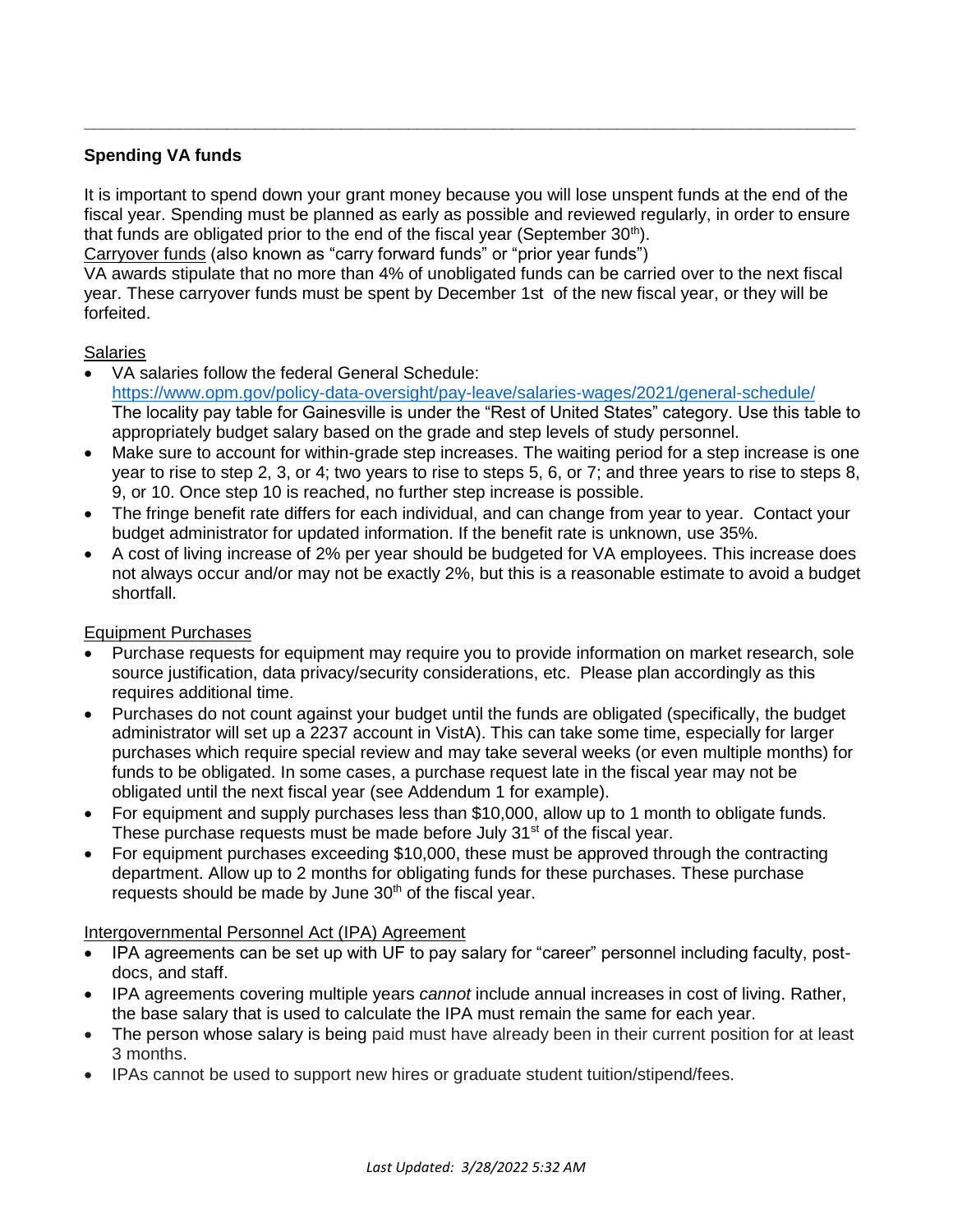## Spending VA funds

It is important to spend down your grant money because you will lose unspent funds at the end of the fiscal year. Spending must be planned as early as possible and reviewed regularly, in order to ensure that funds are obligated prior to the end of the fiscal year (September 30th).

Carryover funds (also known as "carry forward funds" or "prior year funds")

VA awards stipulate that no more than 4% of unobligated funds can be carried over to the next fiscal year. These carryover funds must be spent by December 1st of the new fiscal year, or they will be forfeited.

Salaries

- VA salaries follow the federal General Schedule: https://www.opm.gov/policy-data-oversight/pay-leave/salaries-wages/2021/general-schedule/ The locality pay table for Gainesville is under the "Rest of United States" category. Use this table to appropriately budget salary based on the grade and step levels of study personnel.
- Make sure to account for within-grade step increases. The waiting period for a step increase is one year to rise to step 2, 3, or 4; two years to rise to steps 5, 6, or 7; and three years to rise to steps 8, 9, or 10. Once step 10 is reached, no further step increase is possible.
- The fringe benefit rate differs for each individual, and can change from year to year. Contact your budget administrator for updated information. If the benefit rate is unknown, use 35%.
- A cost of living increase of 2% per year should be budgeted for VA employees. This increase does not always occur and/or may not be exactly 2%, but this is a reasonable estimate to avoid a budget shortfall.

Equipment Purchases

- Purchase requests for equipment may require you to provide information on market research, sole source justification, data privacy/security considerations, etc. Please plan accordingly as this requires additional time.
- Purchases do not count against your budget until the funds are obligated (specifically, the budget administrator will set up a 2237 account in VistA). This can take some time, especially for larger purchases which require special review and may take several weeks (or even multiple months) for funds to be obligated. In some cases, a purchase request late in the fiscal year may not be obligated until the next fiscal year (see Addendum 1 for example).
- For equipment and supply purchases less than $10,000, allow up to 1 month to obligate funds. These purchase requests must be made before July 31st of the fiscal year.
- For equipment purchases exceeding $10,000, these must be approved through the contracting department. Allow up to 2 months for obligating funds for these purchases. These purchase requests should be made by June 30th of the fiscal year.

Intergovernmental Personnel Act (IPA) Agreement

- IPA agreements can be set up with UF to pay salary for "career" personnel including faculty, post-docs, and staff.
- IPA agreements covering multiple years *cannot* include annual increases in cost of living. Rather, the base salary that is used to calculate the IPA must remain the same for each year.
- The person whose salary is being paid must have already been in their current position for at least 3 months.
- IPAs cannot be used to support new hires or graduate student tuition/stipend/fees.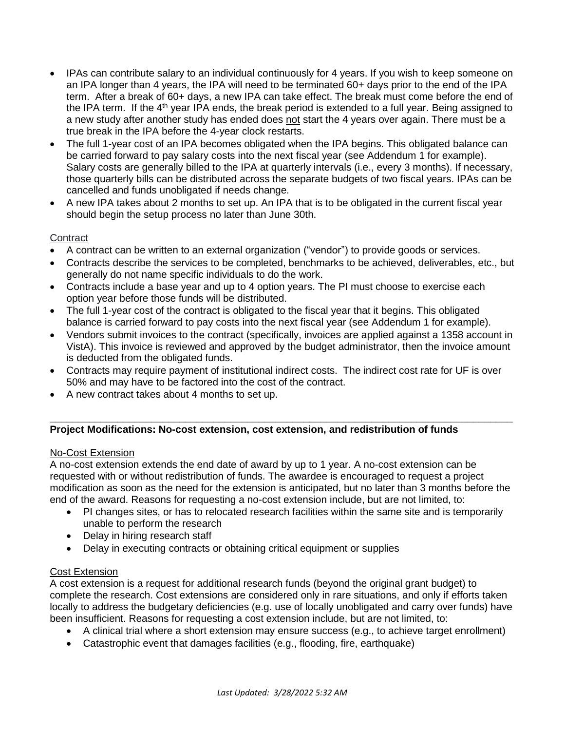- IPAs can contribute salary to an individual continuously for 4 years. If you wish to keep someone on an IPA longer than 4 years, the IPA will need to be terminated 60+ days prior to the end of the IPA term. After a break of 60+ days, a new IPA can take effect. The break must come before the end of the IPA term. If the 4th year IPA ends, the break period is extended to a full year. Being assigned to a new study after another study has ended does not start the 4 years over again. There must be a true break in the IPA before the 4-year clock restarts.
- The full 1-year cost of an IPA becomes obligated when the IPA begins. This obligated balance can be carried forward to pay salary costs into the next fiscal year (see Addendum 1 for example). Salary costs are generally billed to the IPA at quarterly intervals (i.e., every 3 months). If necessary, those quarterly bills can be distributed across the separate budgets of two fiscal years. IPAs can be cancelled and funds unobligated if needs change.
- A new IPA takes about 2 months to set up. An IPA that is to be obligated in the current fiscal year should begin the setup process no later than June 30th.

Contract

- A contract can be written to an external organization ("vendor") to provide goods or services.
- Contracts describe the services to be completed, benchmarks to be achieved, deliverables, etc., but generally do not name specific individuals to do the work.
- Contracts include a base year and up to 4 option years. The PI must choose to exercise each option year before those funds will be distributed.
- The full 1-year cost of the contract is obligated to the fiscal year that it begins. This obligated balance is carried forward to pay costs into the next fiscal year (see Addendum 1 for example).
- Vendors submit invoices to the contract (specifically, invoices are applied against a 1358 account in VistA). This invoice is reviewed and approved by the budget administrator, then the invoice amount is deducted from the obligated funds.
- Contracts may require payment of institutional indirect costs. The indirect cost rate for UF is over 50% and may have to be factored into the cost of the contract.
- A new contract takes about 4 months to set up.

---

**Project Modifications: No-cost extension, cost extension, and redistribution of funds**

No-Cost Extension

A no-cost extension extends the end date of award by up to 1 year. A no-cost extension can be requested with or without redistribution of funds. The awardee is encouraged to request a project modification as soon as the need for the extension is anticipated, but no later than 3 months before the end of the award. Reasons for requesting a no-cost extension include, but are not limited, to:

- PI changes sites, or has to relocated research facilities within the same site and is temporarily unable to perform the research
- Delay in hiring research staff
- Delay in executing contracts or obtaining critical equipment or supplies

Cost Extension

A cost extension is a request for additional research funds (beyond the original grant budget) to complete the research. Cost extensions are considered only in rare situations, and only if efforts taken locally to address the budgetary deficiencies (e.g. use of locally unobligated and carry over funds) have been insufficient. Reasons for requesting a cost extension include, but are not limited, to:

- A clinical trial where a short extension may ensure success (e.g., to achieve target enrollment)
- Catastrophic event that damages facilities (e.g., flooding, fire, earthquake)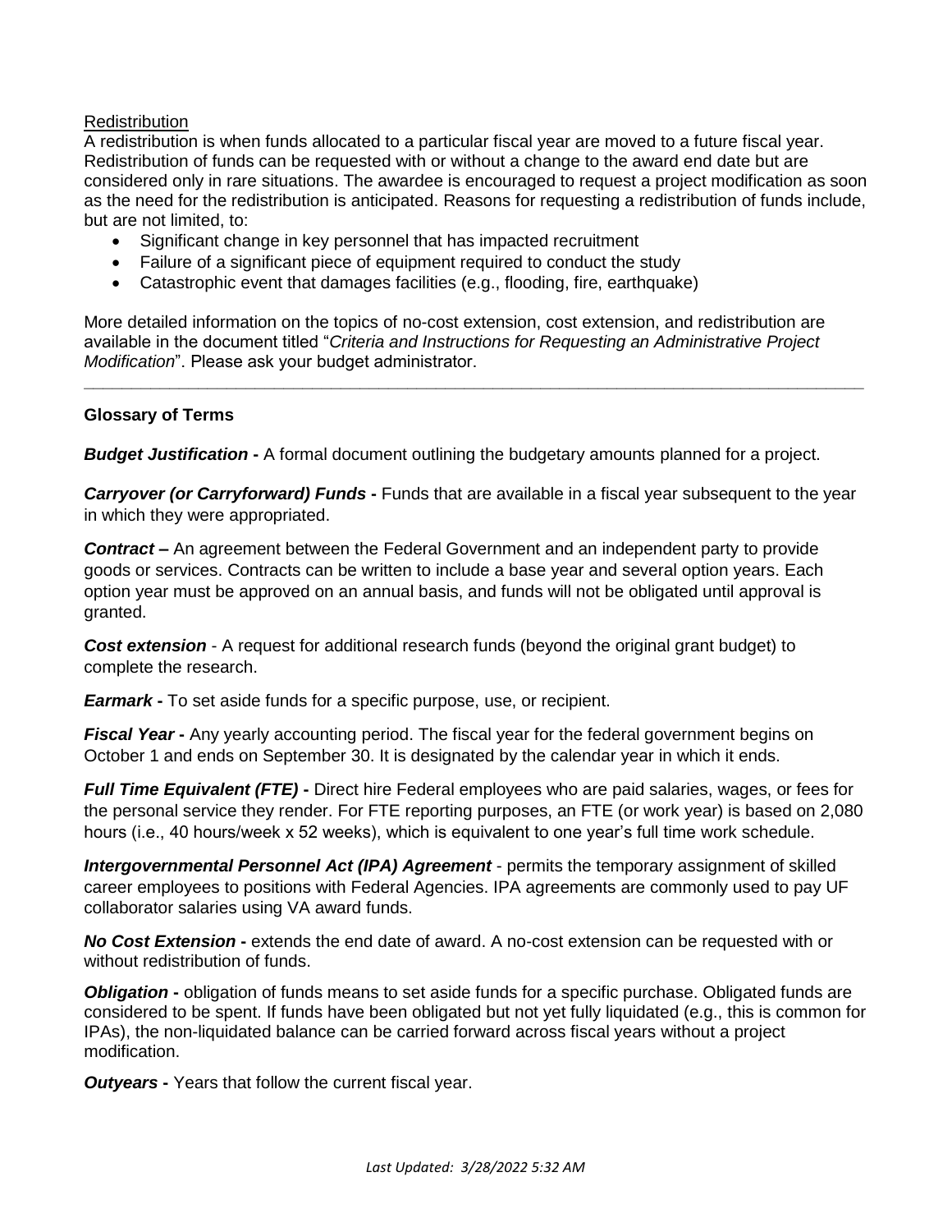<u>Redistribution</u>

A redistribution is when funds allocated to a particular fiscal year are moved to a future fiscal year. Redistribution of funds can be requested with or without a change to the award end date but are considered only in rare situations. The awardee is encouraged to request a project modification as soon as the need for the redistribution is anticipated. Reasons for requesting a redistribution of funds include, but are not limited, to:

- Significant change in key personnel that has impacted recruitment
- Failure of a significant piece of equipment required to conduct the study
- Catastrophic event that damages facilities (e.g., flooding, fire, earthquake)

More detailed information on the topics of no-cost extension, cost extension, and redistribution are available in the document titled "*Criteria and Instructions for Requesting an Administrative Project Modification*". Please ask your budget administrator.

---

**Glossary of Terms**

***Budget Justification -*** A formal document outlining the budgetary amounts planned for a project.

***Carryover (or Carryforward) Funds -*** Funds that are available in a fiscal year subsequent to the year in which they were appropriated.

***Contract –*** An agreement between the Federal Government and an independent party to provide goods or services. Contracts can be written to include a base year and several option years. Each option year must be approved on an annual basis, and funds will not be obligated until approval is granted.

***Cost extension*** - A request for additional research funds (beyond the original grant budget) to complete the research.

***Earmark -*** To set aside funds for a specific purpose, use, or recipient.

***Fiscal Year -*** Any yearly accounting period. The fiscal year for the federal government begins on October 1 and ends on September 30. It is designated by the calendar year in which it ends.

***Full Time Equivalent (FTE) -*** Direct hire Federal employees who are paid salaries, wages, or fees for the personal service they render. For FTE reporting purposes, an FTE (or work year) is based on 2,080 hours (i.e., 40 hours/week x 52 weeks), which is equivalent to one year's full time work schedule.

***Intergovernmental Personnel Act (IPA) Agreement*** - permits the temporary assignment of skilled career employees to positions with Federal Agencies. IPA agreements are commonly used to pay UF collaborator salaries using VA award funds.

***No Cost Extension -*** extends the end date of award. A no-cost extension can be requested with or without redistribution of funds.

***Obligation -*** obligation of funds means to set aside funds for a specific purchase. Obligated funds are considered to be spent. If funds have been obligated but not yet fully liquidated (e.g., this is common for IPAs), the non-liquidated balance can be carried forward across fiscal years without a project modification.

***Outyears -*** Years that follow the current fiscal year.

*Last Updated: 3/28/2022 5:32 AM*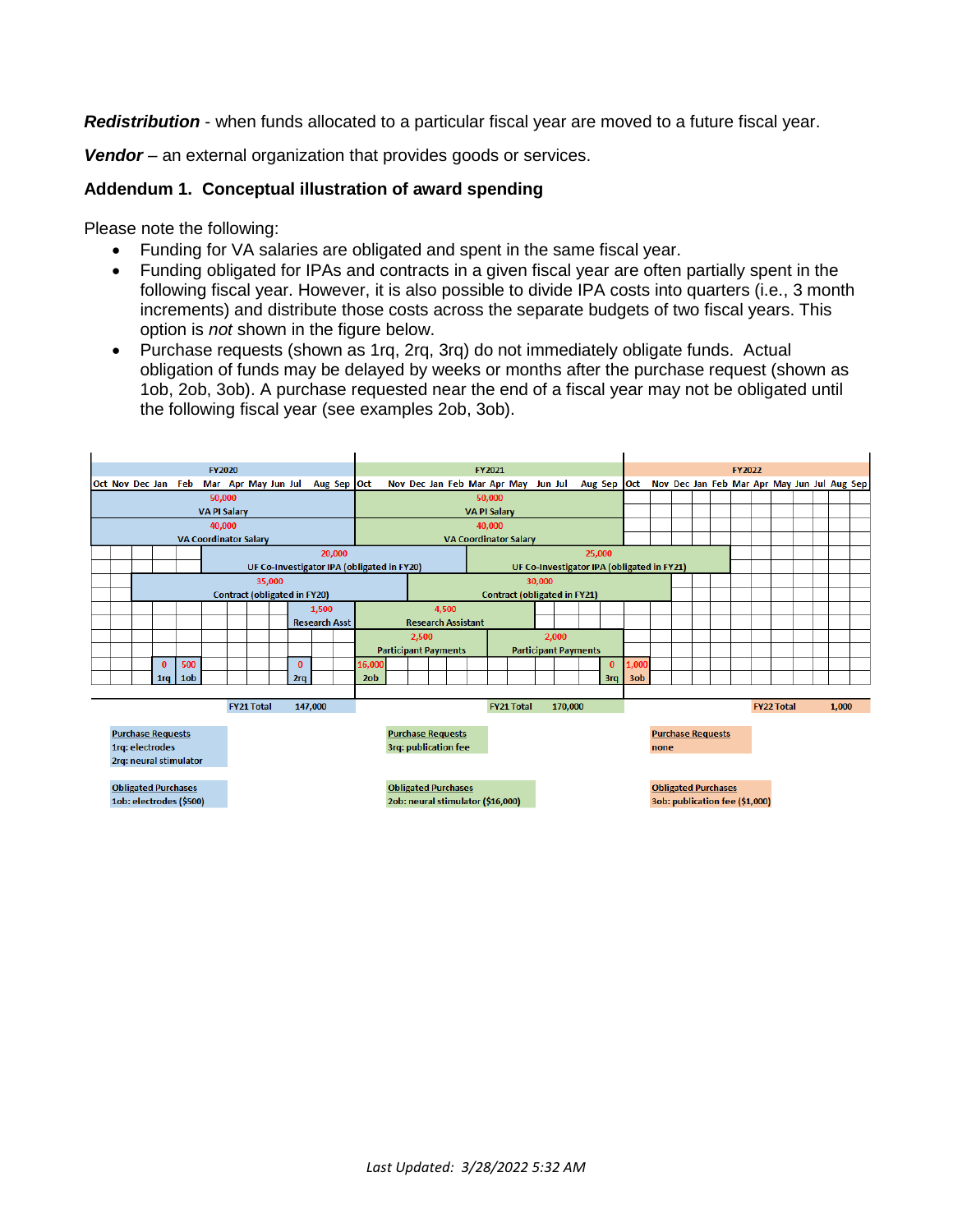***Redistribution*** - when funds allocated to a particular fiscal year are moved to a future fiscal year.

***Vendor*** – an external organization that provides goods or services.

### Addendum 1. Conceptual illustration of award spending

Please note the following:

- Funding for VA salaries are obligated and spent in the same fiscal year.
- Funding obligated for IPAs and contracts in a given fiscal year are often partially spent in the following fiscal year. However, it is also possible to divide IPA costs into quarters (i.e., 3 month increments) and distribute those costs across the separate budgets of two fiscal years. This option is *not* shown in the figure below.
- Purchase requests (shown as 1rq, 2rq, 3rq) do not immediately obligate funds. Actual obligation of funds may be delayed by weeks or months after the purchase request (shown as 1ob, 2ob, 3ob). A purchase requested near the end of a fiscal year may not be obligated until the following fiscal year (see examples 2ob, 3ob).

FY2020

Oct Nov Dec Jan Feb Mar Apr May Jun Jul Aug Sep

FY2021

Oct Nov Dec Jan Feb Mar Apr May Jun Jul Aug Sep

FY2022

Oct Nov Dec Jan Feb Mar Apr May Jun Jul Aug Sep

50,000
VA PI Salary

50,000
VA PI Salary

40,000
VA Coordinator Salary

40,000
VA Coordinator Salary

20,000
UF Co-Investigator IPA (obligated in FY20)

25,000
UF Co-Investigator IPA (obligated in FY21)

35,000
Contract (obligated in FY20)

30,000
Contract (obligated in FY21)

1,500
Research Asst

4,500
Research Assistant

2,500
Participant Payments

2,000
Participant Payments

0
1rq

500
1ob

0
2rq

16,000
2ob

0
3rq

1,000
3ob

FY21 Total 147,000

FY21 Total 170,000

FY22 Total 1,000

Purchase Requests
1rq: electrodes
2rq: neural stimulator

Obligated Purchases
1ob: electrodes ($500)

Purchase Requests
3rq: publication fee

Obligated Purchases
2ob: neural stimulator ($16,000)

Purchase Requests
none

Obligated Purchases
3ob: publication fee ($1,000)

*Last Updated: 3/28/2022 5:32 AM*